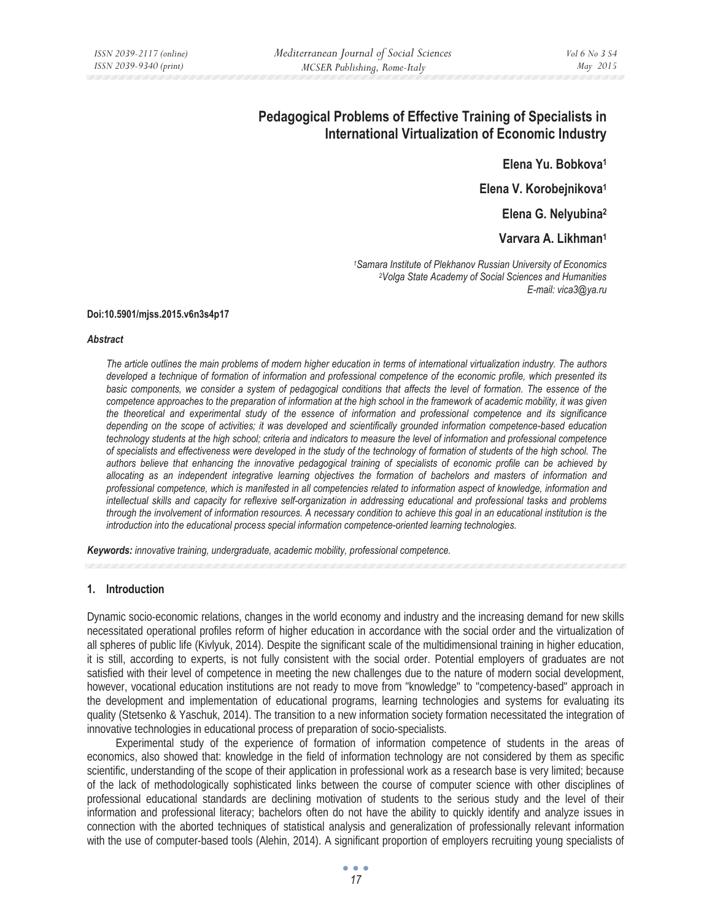# Pedagogical Problems of Effective Training of Specialists in International Virtualization of Economic Industry

**Elena Yu. Bobkova[1]**

**Elena V. Korobejnikova[1]**

**Elena G. Nelyubina[2]**

**Varvara A. Likhman[1]**

*[1]Samara Institute of Plekhanov Russian University of Economics*
*[2]Volga State Academy of Social Sciences and Humanities*
*E-mail: vica3@ya.ru*

**Doi:10.5901/mjss.2015.v6n3s4p17**

***Abstract***

*The article outlines the main problems of modern higher education in terms of international virtualization industry. The authors developed a technique of formation of information and professional competence of the economic profile, which presented its basic components, we consider a system of pedagogical conditions that affects the level of formation. The essence of the competence approaches to the preparation of information at the high school in the framework of academic mobility, it was given the theoretical and experimental study of the essence of information and professional competence and its significance depending on the scope of activities; it was developed and scientifically grounded information competence-based education technology students at the high school; criteria and indicators to measure the level of information and professional competence of specialists and effectiveness were developed in the study of the technology of formation of students of the high school. The authors believe that enhancing the innovative pedagogical training of specialists of economic profile can be achieved by allocating as an independent integrative learning objectives the formation of bachelors and masters of information and professional competence, which is manifested in all competencies related to information aspect of knowledge, information and intellectual skills and capacity for reflexive self-organization in addressing educational and professional tasks and problems through the involvement of information resources. A necessary condition to achieve this goal in an educational institution is the introduction into the educational process special information competence-oriented learning technologies.*

***Keywords:*** *innovative training, undergraduate, academic mobility, professional competence.*

## 1. Introduction

Dynamic socio-economic relations, changes in the world economy and industry and the increasing demand for new skills necessitated operational profiles reform of higher education in accordance with the social order and the virtualization of all spheres of public life (Kivlyuk, 2014). Despite the significant scale of the multidimensional training in higher education, it is still, according to experts, is not fully consistent with the social order. Potential employers of graduates are not satisfied with their level of competence in meeting the new challenges due to the nature of modern social development, however, vocational education institutions are not ready to move from "knowledge" to "competency-based" approach in the development and implementation of educational programs, learning technologies and systems for evaluating its quality (Stetsenko & Yaschuk, 2014). The transition to a new information society formation necessitated the integration of innovative technologies in educational process of preparation of socio-specialists.

Experimental study of the experience of formation of information competence of students in the areas of economics, also showed that: knowledge in the field of information technology are not considered by them as specific scientific, understanding of the scope of their application in professional work as a research base is very limited; because of the lack of methodologically sophisticated links between the course of computer science with other disciplines of professional educational standards are declining motivation of students to the serious study and the level of their information and professional literacy; bachelors often do not have the ability to quickly identify and analyze issues in connection with the aborted techniques of statistical analysis and generalization of professionally relevant information with the use of computer-based tools (Alehin, 2014). A significant proportion of employers recruiting young specialists of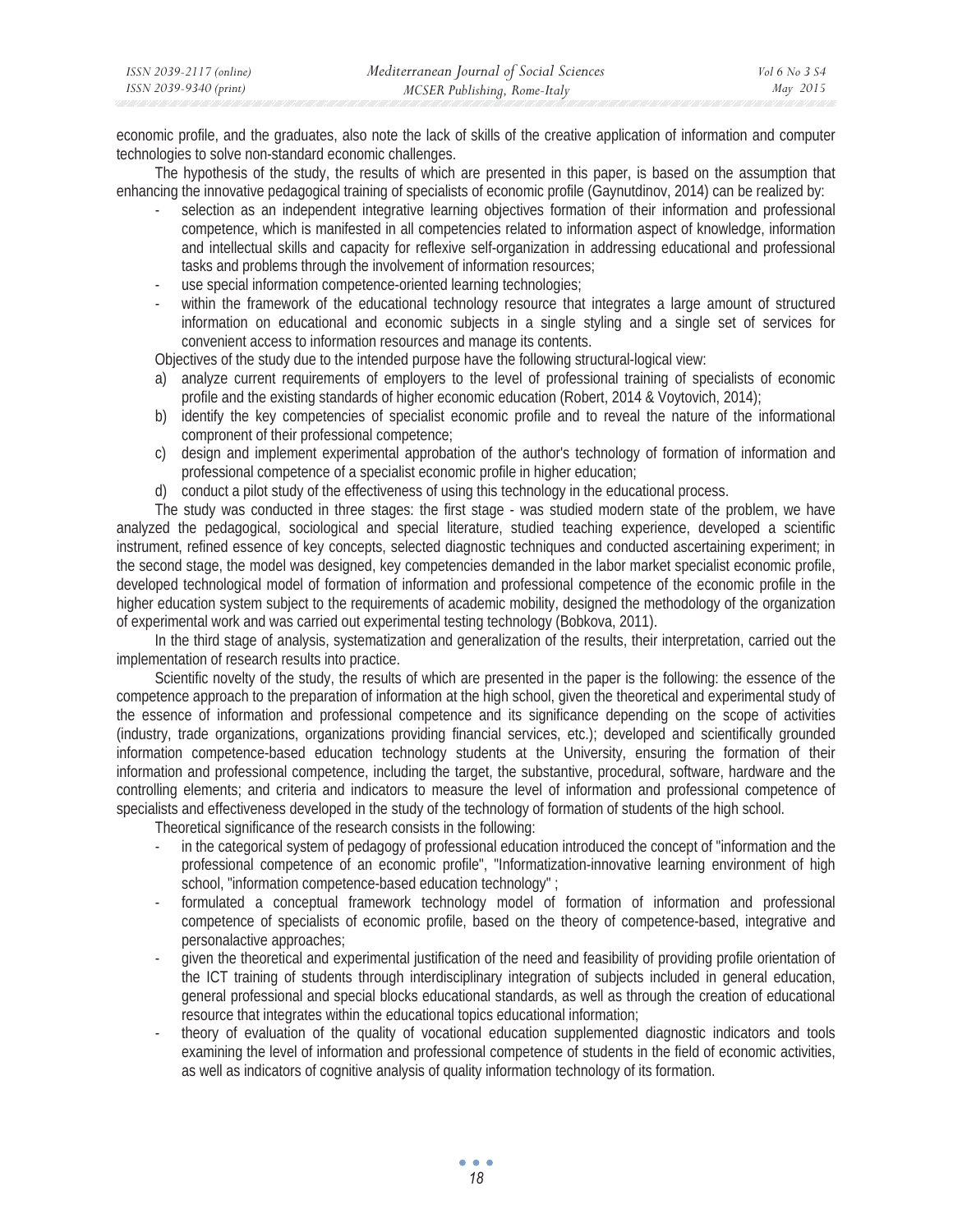economic profile, and the graduates, also note the lack of skills of the creative application of information and computer technologies to solve non-standard economic challenges.

The hypothesis of the study, the results of which are presented in this paper, is based on the assumption that enhancing the innovative pedagogical training of specialists of economic profile (Gaynutdinov, 2014) can be realized by:

- selection as an independent integrative learning objectives formation of their information and professional competence, which is manifested in all competencies related to information aspect of knowledge, information and intellectual skills and capacity for reflexive self-organization in addressing educational and professional tasks and problems through the involvement of information resources;
- use special information competence-oriented learning technologies;
- within the framework of the educational technology resource that integrates a large amount of structured information on educational and economic subjects in a single styling and a single set of services for convenient access to information resources and manage its contents.

Objectives of the study due to the intended purpose have the following structural-logical view:

a) analyze current requirements of employers to the level of professional training of specialists of economic profile and the existing standards of higher economic education (Robert, 2014 & Voytovich, 2014);
b) identify the key competencies of specialist economic profile and to reveal the nature of the informational compronent of their professional competence;
c) design and implement experimental approbation of the author's technology of formation of information and professional competence of a specialist economic profile in higher education;
d) conduct a pilot study of the effectiveness of using this technology in the educational process.

The study was conducted in three stages: the first stage - was studied modern state of the problem, we have analyzed the pedagogical, sociological and special literature, studied teaching experience, developed a scientific instrument, refined essence of key concepts, selected diagnostic techniques and conducted ascertaining experiment; in the second stage, the model was designed, key competencies demanded in the labor market specialist economic profile, developed technological model of formation of information and professional competence of the economic profile in the higher education system subject to the requirements of academic mobility, designed the methodology of the organization of experimental work and was carried out experimental testing technology (Bobkova, 2011).

In the third stage of analysis, systematization and generalization of the results, their interpretation, carried out the implementation of research results into practice.

Scientific novelty of the study, the results of which are presented in the paper is the following: the essence of the competence approach to the preparation of information at the high school, given the theoretical and experimental study of the essence of information and professional competence and its significance depending on the scope of activities (industry, trade organizations, organizations providing financial services, etc.); developed and scientifically grounded information competence-based education technology students at the University, ensuring the formation of their information and professional competence, including the target, the substantive, procedural, software, hardware and the controlling elements; and criteria and indicators to measure the level of information and professional competence of specialists and effectiveness developed in the study of the technology of formation of students of the high school.

Theoretical significance of the research consists in the following:

- in the categorical system of pedagogy of professional education introduced the concept of "information and the professional competence of an economic profile", "Informatization-innovative learning environment of high school, "information competence-based education technology" ;
- formulated a conceptual framework technology model of formation of information and professional competence of specialists of economic profile, based on the theory of competence-based, integrative and personalactive approaches;
- given the theoretical and experimental justification of the need and feasibility of providing profile orientation of the ICT training of students through interdisciplinary integration of subjects included in general education, general professional and special blocks educational standards, as well as through the creation of educational resource that integrates within the educational topics educational information;
- theory of evaluation of the quality of vocational education supplemented diagnostic indicators and tools examining the level of information and professional competence of students in the field of economic activities, as well as indicators of cognitive analysis of quality information technology of its formation.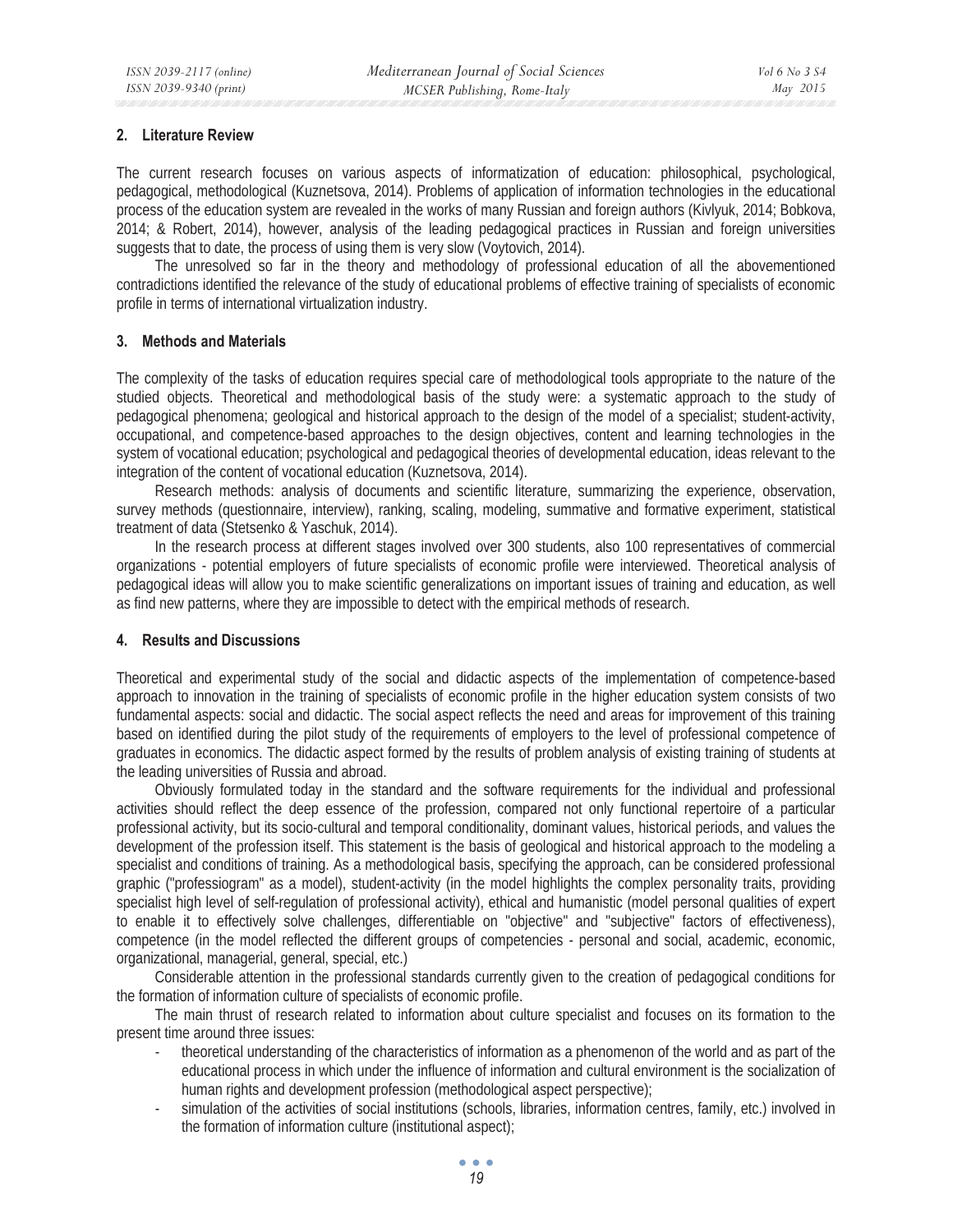## 2. Literature Review

The current research focuses on various aspects of informatization of education: philosophical, psychological, pedagogical, methodological (Kuznetsova, 2014). Problems of application of information technologies in the educational process of the education system are revealed in the works of many Russian and foreign authors (Kivlyuk, 2014; Bobkova, 2014; & Robert, 2014), however, analysis of the leading pedagogical practices in Russian and foreign universities suggests that to date, the process of using them is very slow (Voytovich, 2014).

The unresolved so far in the theory and methodology of professional education of all the abovementioned contradictions identified the relevance of the study of educational problems of effective training of specialists of economic profile in terms of international virtualization industry.

## 3. Methods and Materials

The complexity of the tasks of education requires special care of methodological tools appropriate to the nature of the studied objects. Theoretical and methodological basis of the study were: a systematic approach to the study of pedagogical phenomena; geological and historical approach to the design of the model of a specialist; student-activity, occupational, and competence-based approaches to the design objectives, content and learning technologies in the system of vocational education; psychological and pedagogical theories of developmental education, ideas relevant to the integration of the content of vocational education (Kuznetsova, 2014).

Research methods: analysis of documents and scientific literature, summarizing the experience, observation, survey methods (questionnaire, interview), ranking, scaling, modeling, summative and formative experiment, statistical treatment of data (Stetsenko & Yaschuk, 2014).

In the research process at different stages involved over 300 students, also 100 representatives of commercial organizations - potential employers of future specialists of economic profile were interviewed. Theoretical analysis of pedagogical ideas will allow you to make scientific generalizations on important issues of training and education, as well as find new patterns, where they are impossible to detect with the empirical methods of research.

## 4. Results and Discussions

Theoretical and experimental study of the social and didactic aspects of the implementation of competence-based approach to innovation in the training of specialists of economic profile in the higher education system consists of two fundamental aspects: social and didactic. The social aspect reflects the need and areas for improvement of this training based on identified during the pilot study of the requirements of employers to the level of professional competence of graduates in economics. The didactic aspect formed by the results of problem analysis of existing training of students at the leading universities of Russia and abroad.

Obviously formulated today in the standard and the software requirements for the individual and professional activities should reflect the deep essence of the profession, compared not only functional repertoire of a particular professional activity, but its socio-cultural and temporal conditionality, dominant values, historical periods, and values the development of the profession itself. This statement is the basis of geological and historical approach to the modeling a specialist and conditions of training. As a methodological basis, specifying the approach, can be considered professional graphic ("professiogram" as a model), student-activity (in the model highlights the complex personality traits, providing specialist high level of self-regulation of professional activity), ethical and humanistic (model personal qualities of expert to enable it to effectively solve challenges, differentiable on "objective" and "subjective" factors of effectiveness), competence (in the model reflected the different groups of competencies - personal and social, academic, economic, organizational, managerial, general, special, etc.)

Considerable attention in the professional standards currently given to the creation of pedagogical conditions for the formation of information culture of specialists of economic profile.

The main thrust of research related to information about culture specialist and focuses on its formation to the present time around three issues:

- theoretical understanding of the characteristics of information as a phenomenon of the world and as part of the educational process in which under the influence of information and cultural environment is the socialization of human rights and development profession (methodological aspect perspective);
- simulation of the activities of social institutions (schools, libraries, information centres, family, etc.) involved in the formation of information culture (institutional aspect);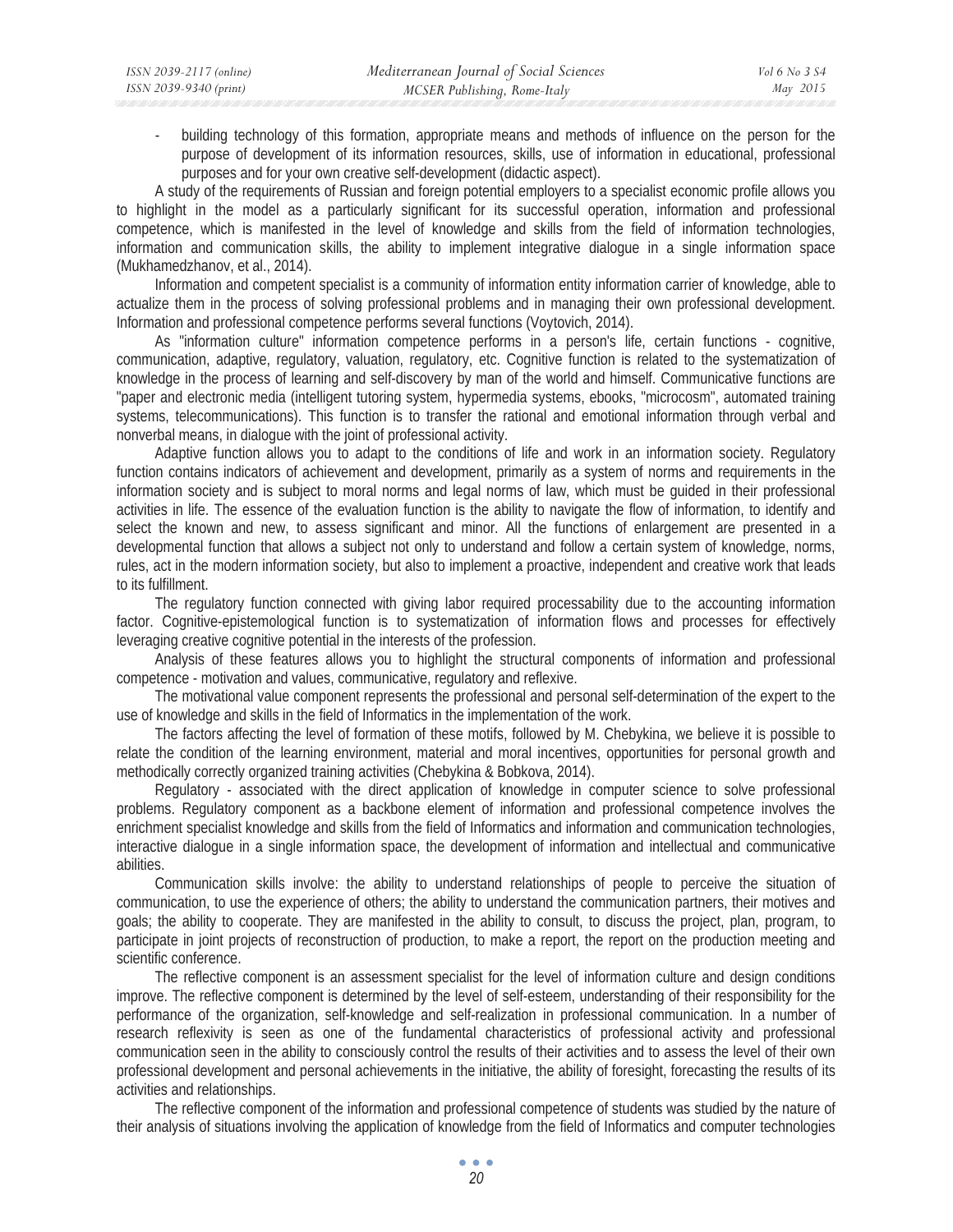- building technology of this formation, appropriate means and methods of influence on the person for the purpose of development of its information resources, skills, use of information in educational, professional purposes and for your own creative self-development (didactic aspect).

A study of the requirements of Russian and foreign potential employers to a specialist economic profile allows you to highlight in the model as a particularly significant for its successful operation, information and professional competence, which is manifested in the level of knowledge and skills from the field of information technologies, information and communication skills, the ability to implement integrative dialogue in a single information space (Mukhamedzhanov, et al., 2014).

Information and competent specialist is a community of information entity information carrier of knowledge, able to actualize them in the process of solving professional problems and in managing their own professional development. Information and professional competence performs several functions (Voytovich, 2014).

As "information culture" information competence performs in a person's life, certain functions - cognitive, communication, adaptive, regulatory, valuation, regulatory, etc. Cognitive function is related to the systematization of knowledge in the process of learning and self-discovery by man of the world and himself. Communicative functions are "paper and electronic media (intelligent tutoring system, hypermedia systems, ebooks, "microcosm", automated training systems, telecommunications). This function is to transfer the rational and emotional information through verbal and nonverbal means, in dialogue with the joint of professional activity.

Adaptive function allows you to adapt to the conditions of life and work in an information society. Regulatory function contains indicators of achievement and development, primarily as a system of norms and requirements in the information society and is subject to moral norms and legal norms of law, which must be guided in their professional activities in life. The essence of the evaluation function is the ability to navigate the flow of information, to identify and select the known and new, to assess significant and minor. All the functions of enlargement are presented in a developmental function that allows a subject not only to understand and follow a certain system of knowledge, norms, rules, act in the modern information society, but also to implement a proactive, independent and creative work that leads to its fulfillment.

The regulatory function connected with giving labor required processability due to the accounting information factor. Cognitive-epistemological function is to systematization of information flows and processes for effectively leveraging creative cognitive potential in the interests of the profession.

Analysis of these features allows you to highlight the structural components of information and professional competence - motivation and values, communicative, regulatory and reflexive.

The motivational value component represents the professional and personal self-determination of the expert to the use of knowledge and skills in the field of Informatics in the implementation of the work.

The factors affecting the level of formation of these motifs, followed by M. Chebykina, we believe it is possible to relate the condition of the learning environment, material and moral incentives, opportunities for personal growth and methodically correctly organized training activities (Chebykina & Bobkova, 2014).

Regulatory - associated with the direct application of knowledge in computer science to solve professional problems. Regulatory component as a backbone element of information and professional competence involves the enrichment specialist knowledge and skills from the field of Informatics and information and communication technologies, interactive dialogue in a single information space, the development of information and intellectual and communicative abilities.

Communication skills involve: the ability to understand relationships of people to perceive the situation of communication, to use the experience of others; the ability to understand the communication partners, their motives and goals; the ability to cooperate. They are manifested in the ability to consult, to discuss the project, plan, program, to participate in joint projects of reconstruction of production, to make a report, the report on the production meeting and scientific conference.

The reflective component is an assessment specialist for the level of information culture and design conditions improve. The reflective component is determined by the level of self-esteem, understanding of their responsibility for the performance of the organization, self-knowledge and self-realization in professional communication. In a number of research reflexivity is seen as one of the fundamental characteristics of professional activity and professional communication seen in the ability to consciously control the results of their activities and to assess the level of their own professional development and personal achievements in the initiative, the ability of foresight, forecasting the results of its activities and relationships.

The reflective component of the information and professional competence of students was studied by the nature of their analysis of situations involving the application of knowledge from the field of Informatics and computer technologies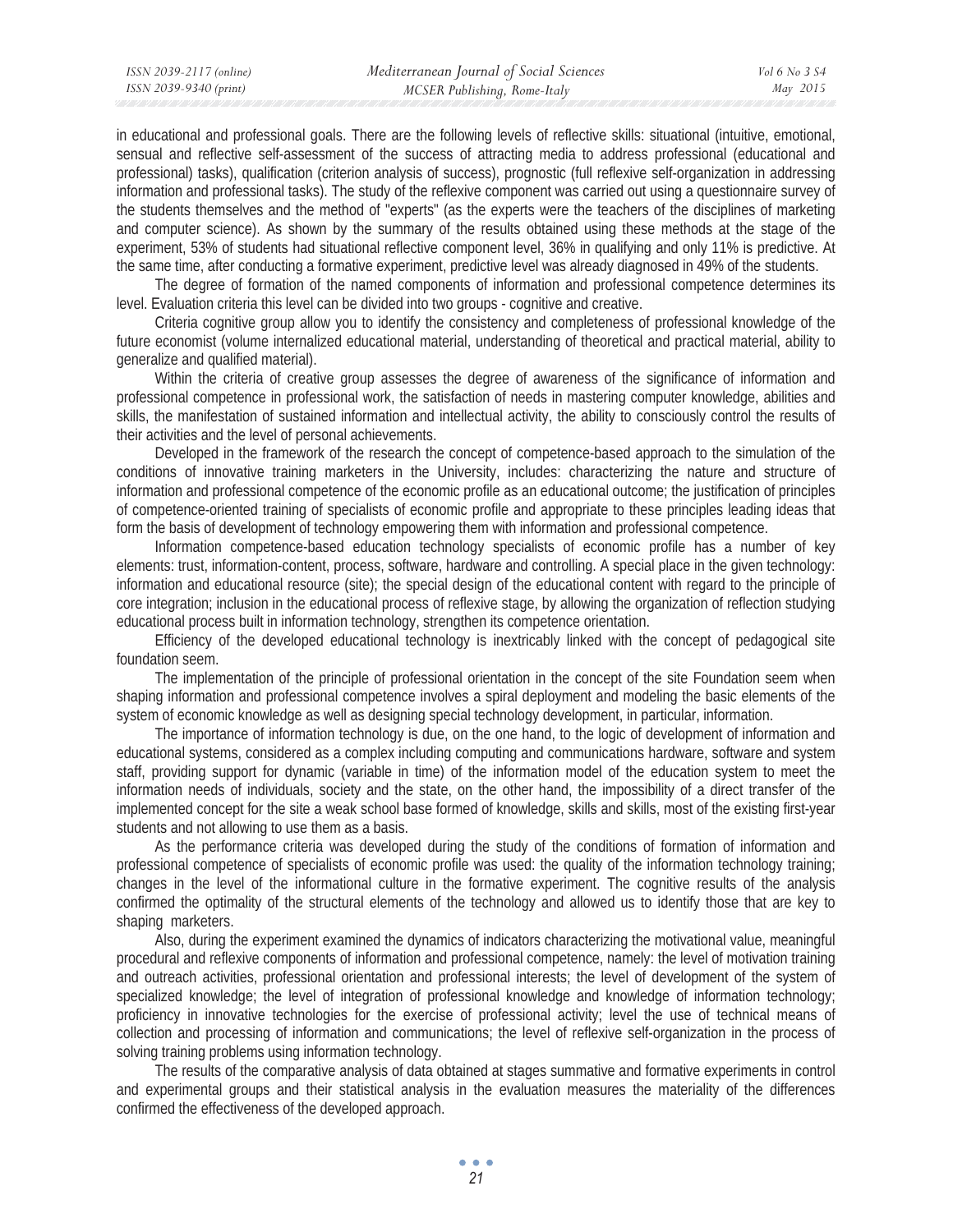in educational and professional goals. There are the following levels of reflective skills: situational (intuitive, emotional, sensual and reflective self-assessment of the success of attracting media to address professional (educational and professional) tasks), qualification (criterion analysis of success), prognostic (full reflexive self-organization in addressing information and professional tasks). The study of the reflexive component was carried out using a questionnaire survey of the students themselves and the method of "experts" (as the experts were the teachers of the disciplines of marketing and computer science). As shown by the summary of the results obtained using these methods at the stage of the experiment, 53% of students had situational reflective component level, 36% in qualifying and only 11% is predictive. At the same time, after conducting a formative experiment, predictive level was already diagnosed in 49% of the students.

The degree of formation of the named components of information and professional competence determines its level. Evaluation criteria this level can be divided into two groups - cognitive and creative.

Criteria cognitive group allow you to identify the consistency and completeness of professional knowledge of the future economist (volume internalized educational material, understanding of theoretical and practical material, ability to generalize and qualified material).

Within the criteria of creative group assesses the degree of awareness of the significance of information and professional competence in professional work, the satisfaction of needs in mastering computer knowledge, abilities and skills, the manifestation of sustained information and intellectual activity, the ability to consciously control the results of their activities and the level of personal achievements.

Developed in the framework of the research the concept of competence-based approach to the simulation of the conditions of innovative training marketers in the University, includes: characterizing the nature and structure of information and professional competence of the economic profile as an educational outcome; the justification of principles of competence-oriented training of specialists of economic profile and appropriate to these principles leading ideas that form the basis of development of technology empowering them with information and professional competence.

Information competence-based education technology specialists of economic profile has a number of key elements: trust, information-content, process, software, hardware and controlling. A special place in the given technology: information and educational resource (site); the special design of the educational content with regard to the principle of core integration; inclusion in the educational process of reflexive stage, by allowing the organization of reflection studying educational process built in information technology, strengthen its competence orientation.

Efficiency of the developed educational technology is inextricably linked with the concept of pedagogical site foundation seem.

The implementation of the principle of professional orientation in the concept of the site Foundation seem when shaping information and professional competence involves a spiral deployment and modeling the basic elements of the system of economic knowledge as well as designing special technology development, in particular, information.

The importance of information technology is due, on the one hand, to the logic of development of information and educational systems, considered as a complex including computing and communications hardware, software and system staff, providing support for dynamic (variable in time) of the information model of the education system to meet the information needs of individuals, society and the state, on the other hand, the impossibility of a direct transfer of the implemented concept for the site a weak school base formed of knowledge, skills and skills, most of the existing first-year students and not allowing to use them as a basis.

As the performance criteria was developed during the study of the conditions of formation of information and professional competence of specialists of economic profile was used: the quality of the information technology training; changes in the level of the informational culture in the formative experiment. The cognitive results of the analysis confirmed the optimality of the structural elements of the technology and allowed us to identify those that are key to shaping marketers.

Also, during the experiment examined the dynamics of indicators characterizing the motivational value, meaningful procedural and reflexive components of information and professional competence, namely: the level of motivation training and outreach activities, professional orientation and professional interests; the level of development of the system of specialized knowledge; the level of integration of professional knowledge and knowledge of information technology; proficiency in innovative technologies for the exercise of professional activity; level the use of technical means of collection and processing of information and communications; the level of reflexive self-organization in the process of solving training problems using information technology.

The results of the comparative analysis of data obtained at stages summative and formative experiments in control and experimental groups and their statistical analysis in the evaluation measures the materiality of the differences confirmed the effectiveness of the developed approach.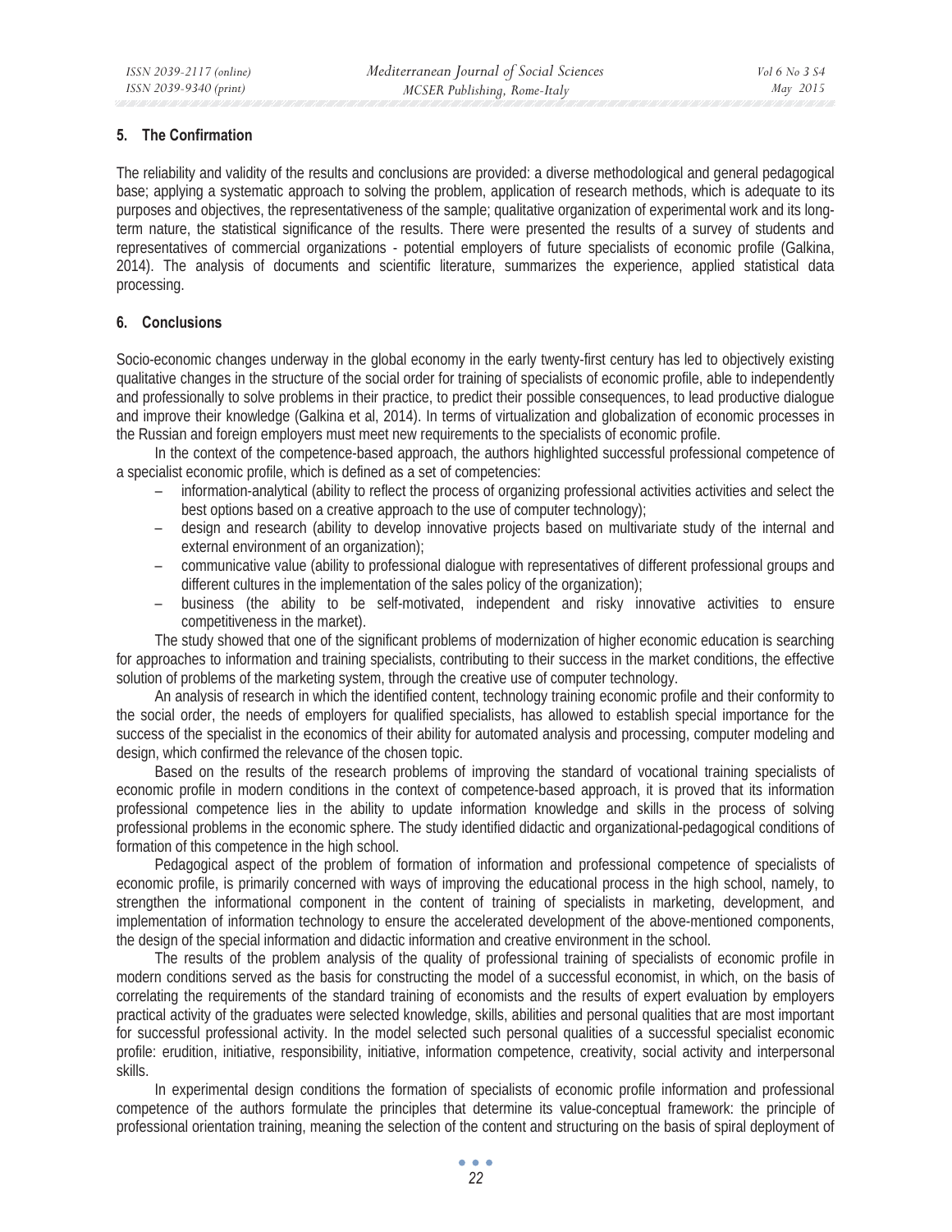## 5. The Confirmation

The reliability and validity of the results and conclusions are provided: a diverse methodological and general pedagogical base; applying a systematic approach to solving the problem, application of research methods, which is adequate to its purposes and objectives, the representativeness of the sample; qualitative organization of experimental work and its long-term nature, the statistical significance of the results. There were presented the results of a survey of students and representatives of commercial organizations - potential employers of future specialists of economic profile (Galkina, 2014). The analysis of documents and scientific literature, summarizes the experience, applied statistical data processing.

## 6. Conclusions

Socio-economic changes underway in the global economy in the early twenty-first century has led to objectively existing qualitative changes in the structure of the social order for training of specialists of economic profile, able to independently and professionally to solve problems in their practice, to predict their possible consequences, to lead productive dialogue and improve their knowledge (Galkina et al, 2014). In terms of virtualization and globalization of economic processes in the Russian and foreign employers must meet new requirements to the specialists of economic profile.

In the context of the competence-based approach, the authors highlighted successful professional competence of a specialist economic profile, which is defined as a set of competencies:

- information-analytical (ability to reflect the process of organizing professional activities activities and select the best options based on a creative approach to the use of computer technology);
- design and research (ability to develop innovative projects based on multivariate study of the internal and external environment of an organization);
- communicative value (ability to professional dialogue with representatives of different professional groups and different cultures in the implementation of the sales policy of the organization);
- business (the ability to be self-motivated, independent and risky innovative activities to ensure competitiveness in the market).

The study showed that one of the significant problems of modernization of higher economic education is searching for approaches to information and training specialists, contributing to their success in the market conditions, the effective solution of problems of the marketing system, through the creative use of computer technology.

An analysis of research in which the identified content, technology training economic profile and their conformity to the social order, the needs of employers for qualified specialists, has allowed to establish special importance for the success of the specialist in the economics of their ability for automated analysis and processing, computer modeling and design, which confirmed the relevance of the chosen topic.

Based on the results of the research problems of improving the standard of vocational training specialists of economic profile in modern conditions in the context of competence-based approach, it is proved that its information professional competence lies in the ability to update information knowledge and skills in the process of solving professional problems in the economic sphere. The study identified didactic and organizational-pedagogical conditions of formation of this competence in the high school.

Pedagogical aspect of the problem of formation of information and professional competence of specialists of economic profile, is primarily concerned with ways of improving the educational process in the high school, namely, to strengthen the informational component in the content of training of specialists in marketing, development, and implementation of information technology to ensure the accelerated development of the above-mentioned components, the design of the special information and didactic information and creative environment in the school.

The results of the problem analysis of the quality of professional training of specialists of economic profile in modern conditions served as the basis for constructing the model of a successful economist, in which, on the basis of correlating the requirements of the standard training of economists and the results of expert evaluation by employers practical activity of the graduates were selected knowledge, skills, abilities and personal qualities that are most important for successful professional activity. In the model selected such personal qualities of a successful specialist economic profile: erudition, initiative, responsibility, initiative, information competence, creativity, social activity and interpersonal skills.

In experimental design conditions the formation of specialists of economic profile information and professional competence of the authors formulate the principles that determine its value-conceptual framework: the principle of professional orientation training, meaning the selection of the content and structuring on the basis of spiral deployment of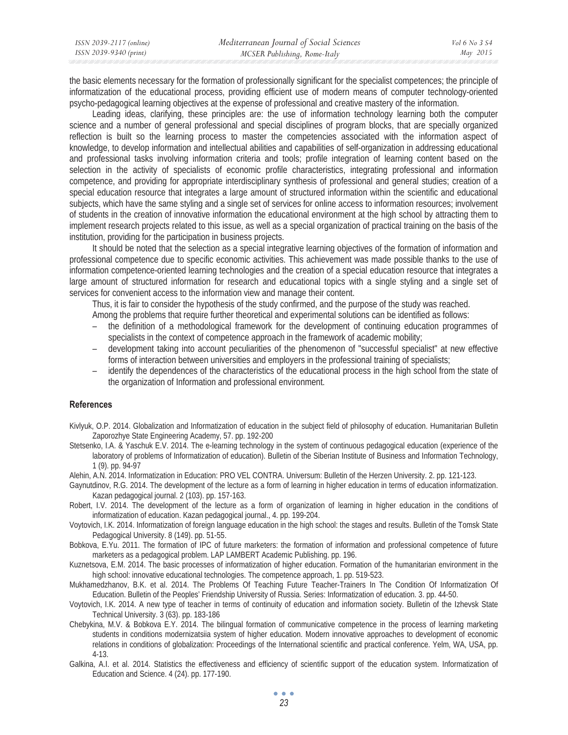the basic elements necessary for the formation of professionally significant for the specialist competences; the principle of informatization of the educational process, providing efficient use of modern means of computer technology-oriented psycho-pedagogical learning objectives at the expense of professional and creative mastery of the information.

Leading ideas, clarifying, these principles are: the use of information technology learning both the computer science and a number of general professional and special disciplines of program blocks, that are specially organized reflection is built so the learning process to master the competencies associated with the information aspect of knowledge, to develop information and intellectual abilities and capabilities of self-organization in addressing educational and professional tasks involving information criteria and tools; profile integration of learning content based on the selection in the activity of specialists of economic profile characteristics, integrating professional and information competence, and providing for appropriate interdisciplinary synthesis of professional and general studies; creation of a special education resource that integrates a large amount of structured information within the scientific and educational subjects, which have the same styling and a single set of services for online access to information resources; involvement of students in the creation of innovative information the educational environment at the high school by attracting them to implement research projects related to this issue, as well as a special organization of practical training on the basis of the institution, providing for the participation in business projects.

It should be noted that the selection as a special integrative learning objectives of the formation of information and professional competence due to specific economic activities. This achievement was made possible thanks to the use of information competence-oriented learning technologies and the creation of a special education resource that integrates a large amount of structured information for research and educational topics with a single styling and a single set of services for convenient access to the information view and manage their content.

Thus, it is fair to consider the hypothesis of the study confirmed, and the purpose of the study was reached.

Among the problems that require further theoretical and experimental solutions can be identified as follows:

- the definition of a methodological framework for the development of continuing education programmes of specialists in the context of competence approach in the framework of academic mobility;
- development taking into account peculiarities of the phenomenon of "successful specialist" at new effective forms of interaction between universities and employers in the professional training of specialists;
- identify the dependences of the characteristics of the educational process in the high school from the state of the organization of Information and professional environment.

## References

Kivlyuk, O.P. 2014. Globalization and Informatization of education in the subject field of philosophy of education. Humanitarian Bulletin Zaporozhye State Engineering Academy, 57. pp. 192-200

Stetsenko, I.A. & Yaschuk E.V. 2014. The e-learning technology in the system of continuous pedagogical education (experience of the laboratory of problems of Informatization of education). Bulletin of the Siberian Institute of Business and Information Technology, 1 (9). pp. 94-97

Alehin, A.N. 2014. Informatization in Education: PRO VEL CONTRA. Universum: Bulletin of the Herzen University. 2. pp. 121-123.

Gaynutdinov, R.G. 2014. The development of the lecture as a form of learning in higher education in terms of education informatization. Kazan pedagogical journal. 2 (103). pp. 157-163.

Robert, I.V. 2014. The development of the lecture as a form of organization of learning in higher education in the conditions of informatization of education. Kazan pedagogical journal., 4. pp. 199-204.

Voytovich, I.K. 2014. Informatization of foreign language education in the high school: the stages and results. Bulletin of the Tomsk State Pedagogical University. 8 (149). pp. 51-55.

Bobkova, E.Yu. 2011. The formation of IPC of future marketers: the formation of information and professional competence of future marketers as a pedagogical problem. LAP LAMBERT Academic Publishing. pp. 196.

Kuznetsova, E.M. 2014. The basic processes of informatization of higher education. Formation of the humanitarian environment in the high school: innovative educational technologies. The competence approach, 1. pp. 519-523.

Mukhamedzhanov, B.K. et al. 2014. The Problems Of Teaching Future Teacher-Trainers In The Condition Of Informatization Of Education. Bulletin of the Peoples' Friendship University of Russia. Series: Informatization of education. 3. pp. 44-50.

Voytovich, I.K. 2014. A new type of teacher in terms of continuity of education and information society. Bulletin of the Izhevsk State Technical University. 3 (63). pp. 183-186

Chebykina, M.V. & Bobkova E.Y. 2014. The bilingual formation of communicative competence in the process of learning marketing students in conditions modernizatsiia system of higher education. Modern innovative approaches to development of economic relations in conditions of globalization: Proceedings of the International scientific and practical conference. Yelm, WA, USA, pp. 4-13.

Galkina, A.I. et al. 2014. Statistics the effectiveness and efficiency of scientific support of the education system. Informatization of Education and Science. 4 (24). pp. 177-190.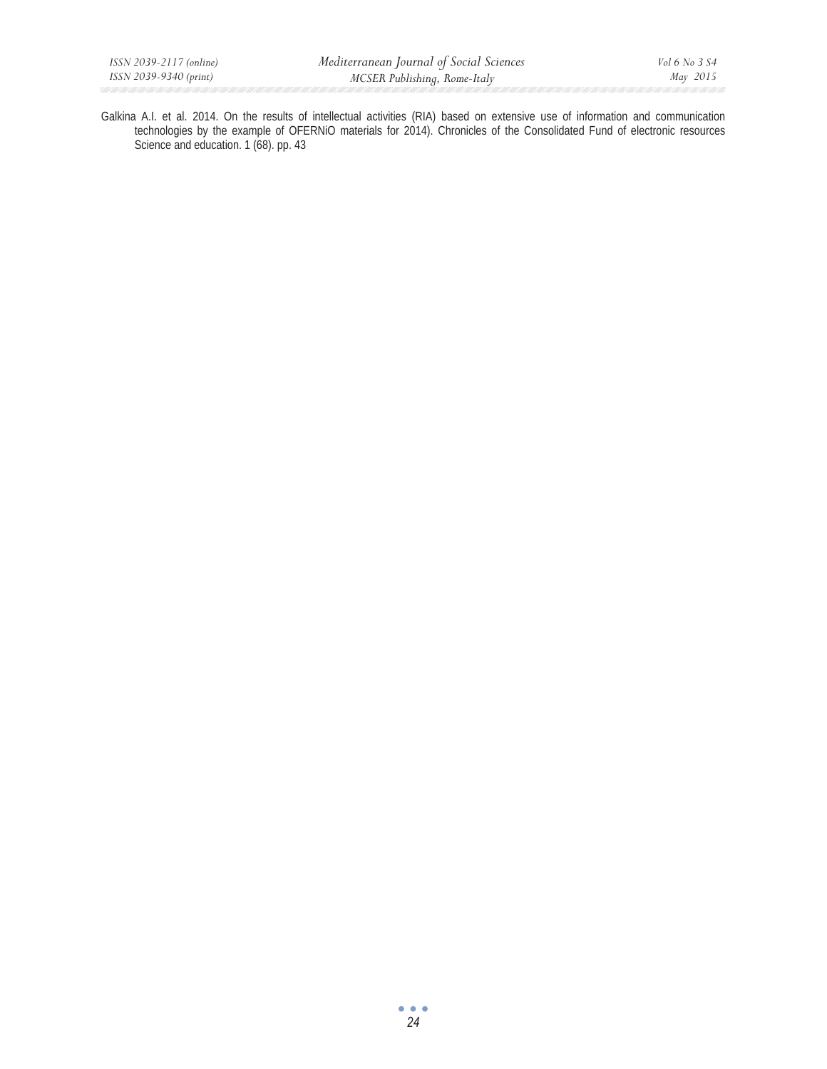Galkina A.I. et al. 2014. On the results of intellectual activities (RIA) based on extensive use of information and communication technologies by the example of OFERNiO materials for 2014). Chronicles of the Consolidated Fund of electronic resources Science and education. 1 (68). pp. 43